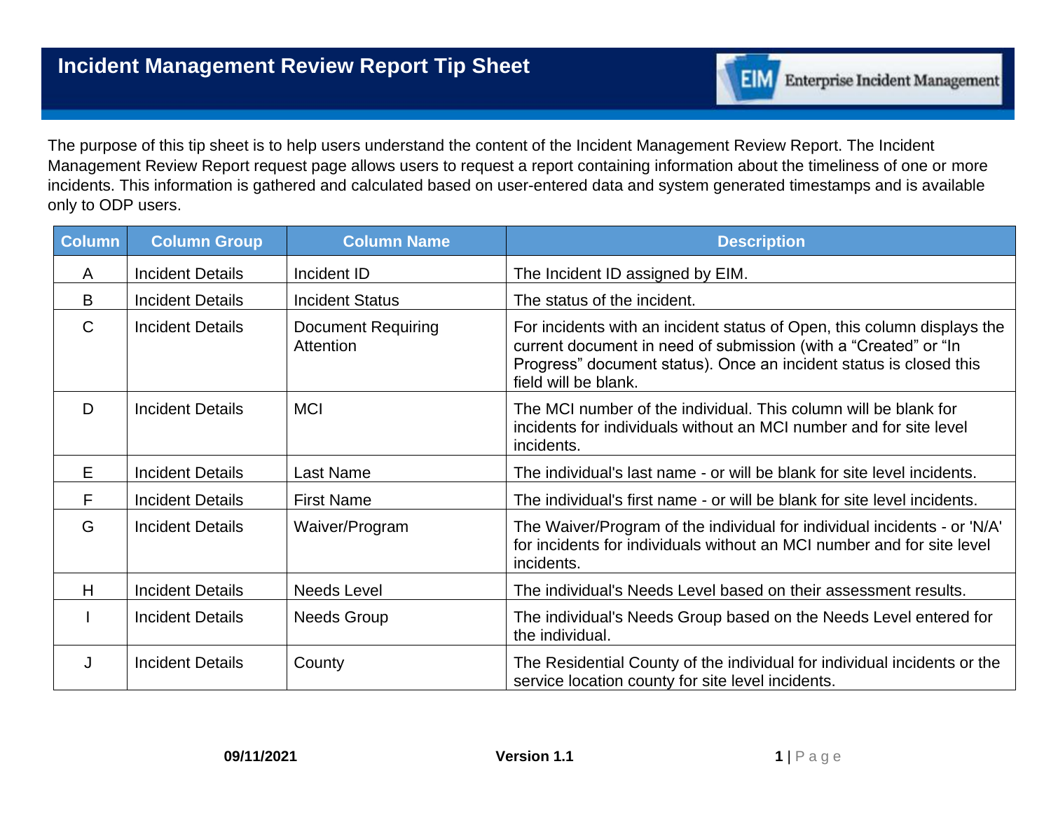# Incident Management Review Report Tip Sheet

The purpose of this tip sheet is to help users understand the content of the Incident Management Review Report. The Incident Management Review Report request page allows users to request a report containing information about the timeliness of one or more incidents. This information is gathered and calculated based on user-entered data and system generated timestamps and is available only to ODP users.

| Column | Column Group | Column Name | Description |
|---|---|---|---|
| A | Incident Details | Incident ID | The Incident ID assigned by EIM. |
| B | Incident Details | Incident Status | The status of the incident. |
| C | Incident Details | Document Requiring Attention | For incidents with an incident status of Open, this column displays the current document in need of submission (with a "Created" or "In Progress" document status). Once an incident status is closed this field will be blank. |
| D | Incident Details | MCI | The MCI number of the individual. This column will be blank for incidents for individuals without an MCI number and for site level incidents. |
| E | Incident Details | Last Name | The individual's last name - or will be blank for site level incidents. |
| F | Incident Details | First Name | The individual's first name - or will be blank for site level incidents. |
| G | Incident Details | Waiver/Program | The Waiver/Program of the individual for individual incidents - or 'N/A' for incidents for individuals without an MCI number and for site level incidents. |
| H | Incident Details | Needs Level | The individual's Needs Level based on their assessment results. |
| I | Incident Details | Needs Group | The individual's Needs Group based on the Needs Level entered for the individual. |
| J | Incident Details | County | The Residential County of the individual for individual incidents or the service location county for site level incidents. |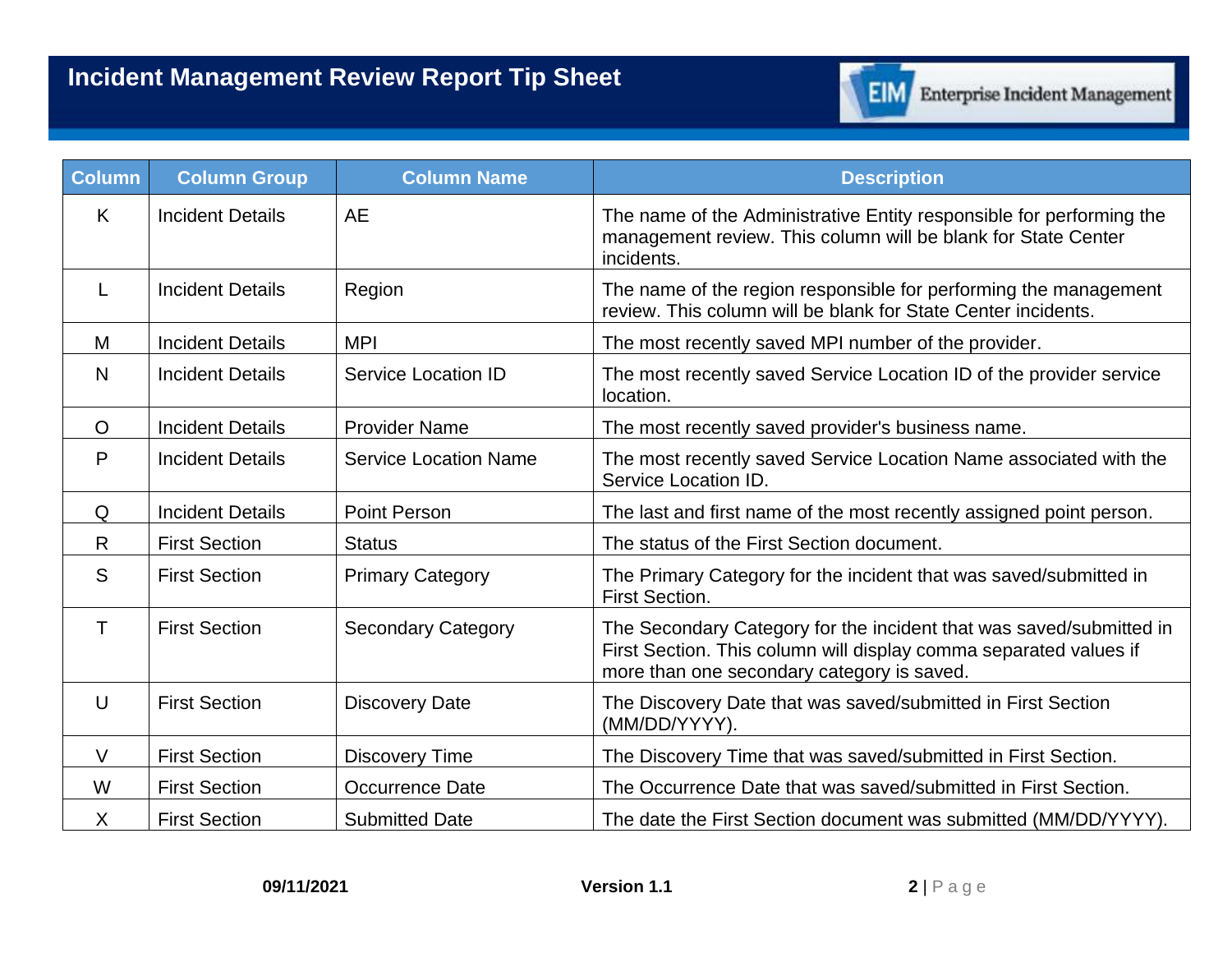| Column | Column Group | Column Name | Description |
| --- | --- | --- | --- |
| K | Incident Details | AE | The name of the Administrative Entity responsible for performing the management review. This column will be blank for State Center incidents. |
| L | Incident Details | Region | The name of the region responsible for performing the management review. This column will be blank for State Center incidents. |
| M | Incident Details | MPI | The most recently saved MPI number of the provider. |
| N | Incident Details | Service Location ID | The most recently saved Service Location ID of the provider service location. |
| O | Incident Details | Provider Name | The most recently saved provider's business name. |
| P | Incident Details | Service Location Name | The most recently saved Service Location Name associated with the Service Location ID. |
| Q | Incident Details | Point Person | The last and first name of the most recently assigned point person. |
| R | First Section | Status | The status of the First Section document. |
| S | First Section | Primary Category | The Primary Category for the incident that was saved/submitted in First Section. |
| T | First Section | Secondary Category | The Secondary Category for the incident that was saved/submitted in First Section. This column will display comma separated values if more than one secondary category is saved. |
| U | First Section | Discovery Date | The Discovery Date that was saved/submitted in First Section (MM/DD/YYYY). |
| V | First Section | Discovery Time | The Discovery Time that was saved/submitted in First Section. |
| W | First Section | Occurrence Date | The Occurrence Date that was saved/submitted in First Section. |
| X | First Section | Submitted Date | The date the First Section document was submitted (MM/DD/YYYY). |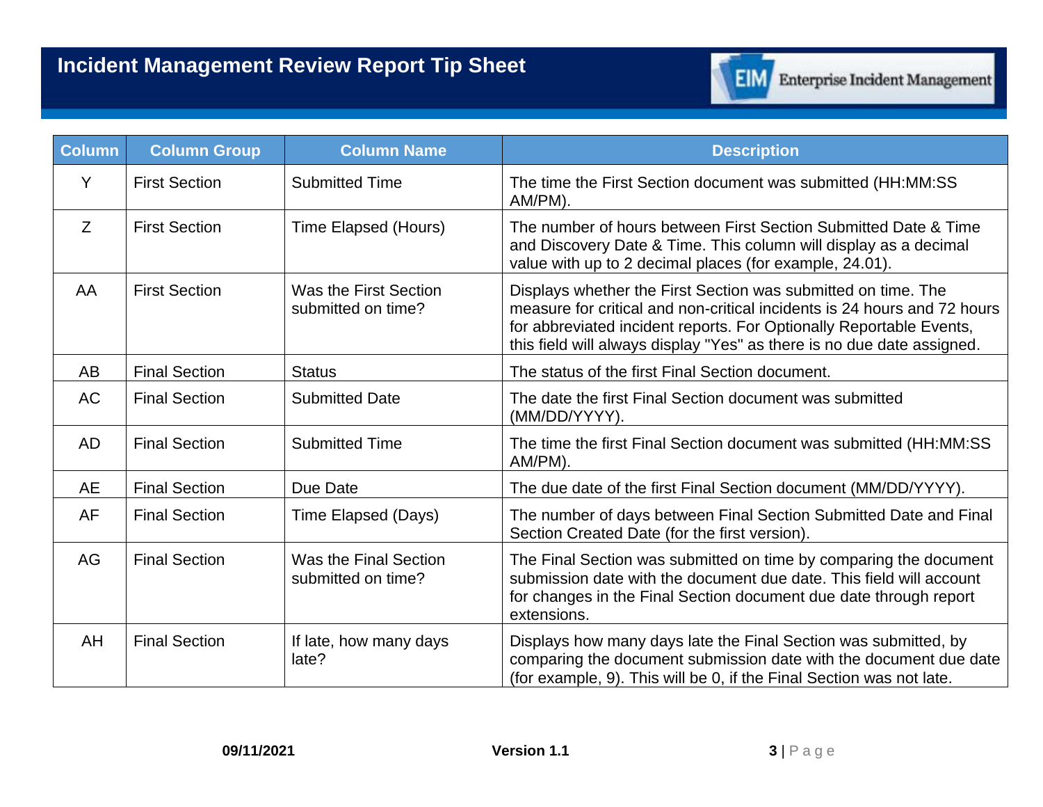| Column | Column Group | Column Name | Description |
|---|---|---|---|
| Y | First Section | Submitted Time | The time the First Section document was submitted (HH:MM:SS AM/PM). |
| Z | First Section | Time Elapsed (Hours) | The number of hours between First Section Submitted Date & Time and Discovery Date & Time. This column will display as a decimal value with up to 2 decimal places (for example, 24.01). |
| AA | First Section | Was the First Section submitted on time? | Displays whether the First Section was submitted on time. The measure for critical and non-critical incidents is 24 hours and 72 hours for abbreviated incident reports. For Optionally Reportable Events, this field will always display "Yes" as there is no due date assigned. |
| AB | Final Section | Status | The status of the first Final Section document. |
| AC | Final Section | Submitted Date | The date the first Final Section document was submitted (MM/DD/YYYY). |
| AD | Final Section | Submitted Time | The time the first Final Section document was submitted (HH:MM:SS AM/PM). |
| AE | Final Section | Due Date | The due date of the first Final Section document (MM/DD/YYYY). |
| AF | Final Section | Time Elapsed (Days) | The number of days between Final Section Submitted Date and Final Section Created Date (for the first version). |
| AG | Final Section | Was the Final Section submitted on time? | The Final Section was submitted on time by comparing the document submission date with the document due date. This field will account for changes in the Final Section document due date through report extensions. |
| AH | Final Section | If late, how many days late? | Displays how many days late the Final Section was submitted, by comparing the document submission date with the document due date (for example, 9). This will be 0, if the Final Section was not late. |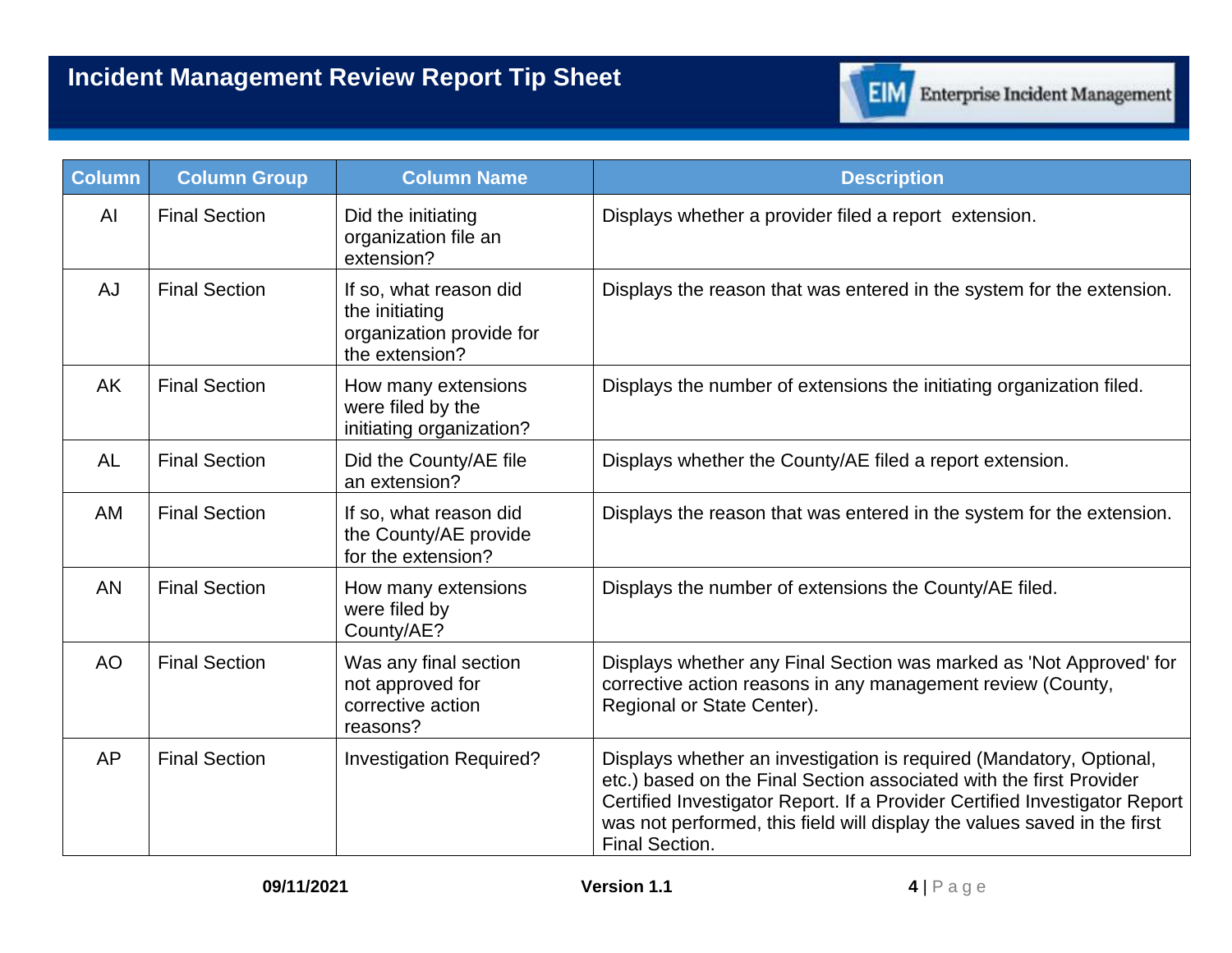| Column | Column Group | Column Name | Description |
| --- | --- | --- | --- |
| AI | Final Section | Did the initiating organization file an extension? | Displays whether a provider filed a report extension. |
| AJ | Final Section | If so, what reason did the initiating organization provide for the extension? | Displays the reason that was entered in the system for the extension. |
| AK | Final Section | How many extensions were filed by the initiating organization? | Displays the number of extensions the initiating organization filed. |
| AL | Final Section | Did the County/AE file an extension? | Displays whether the County/AE filed a report extension. |
| AM | Final Section | If so, what reason did the County/AE provide for the extension? | Displays the reason that was entered in the system for the extension. |
| AN | Final Section | How many extensions were filed by County/AE? | Displays the number of extensions the County/AE filed. |
| AO | Final Section | Was any final section not approved for corrective action reasons? | Displays whether any Final Section was marked as 'Not Approved' for corrective action reasons in any management review (County, Regional or State Center). |
| AP | Final Section | Investigation Required? | Displays whether an investigation is required (Mandatory, Optional, etc.) based on the Final Section associated with the first Provider Certified Investigator Report. If a Provider Certified Investigator Report was not performed, this field will display the values saved in the first Final Section. |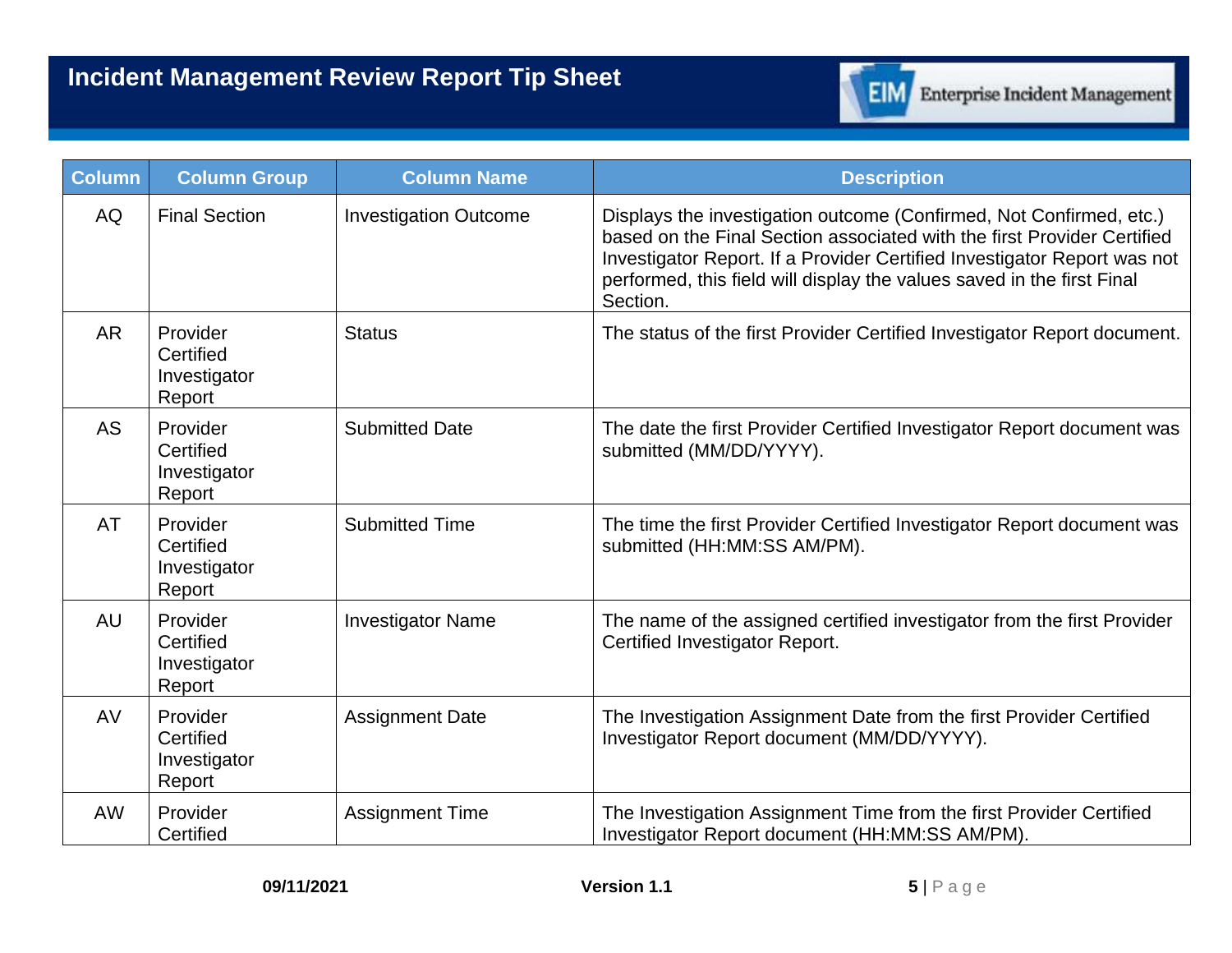| Column | Column Group | Column Name | Description |
|---|---|---|---|
| AQ | Final Section | Investigation Outcome | Displays the investigation outcome (Confirmed, Not Confirmed, etc.) based on the Final Section associated with the first Provider Certified Investigator Report. If a Provider Certified Investigator Report was not performed, this field will display the values saved in the first Final Section. |
| AR | Provider Certified Investigator Report | Status | The status of the first Provider Certified Investigator Report document. |
| AS | Provider Certified Investigator Report | Submitted Date | The date the first Provider Certified Investigator Report document was submitted (MM/DD/YYYY). |
| AT | Provider Certified Investigator Report | Submitted Time | The time the first Provider Certified Investigator Report document was submitted (HH:MM:SS AM/PM). |
| AU | Provider Certified Investigator Report | Investigator Name | The name of the assigned certified investigator from the first Provider Certified Investigator Report. |
| AV | Provider Certified Investigator Report | Assignment Date | The Investigation Assignment Date from the first Provider Certified Investigator Report document (MM/DD/YYYY). |
| AW | Provider Certified | Assignment Time | The Investigation Assignment Time from the first Provider Certified Investigator Report document (HH:MM:SS AM/PM). |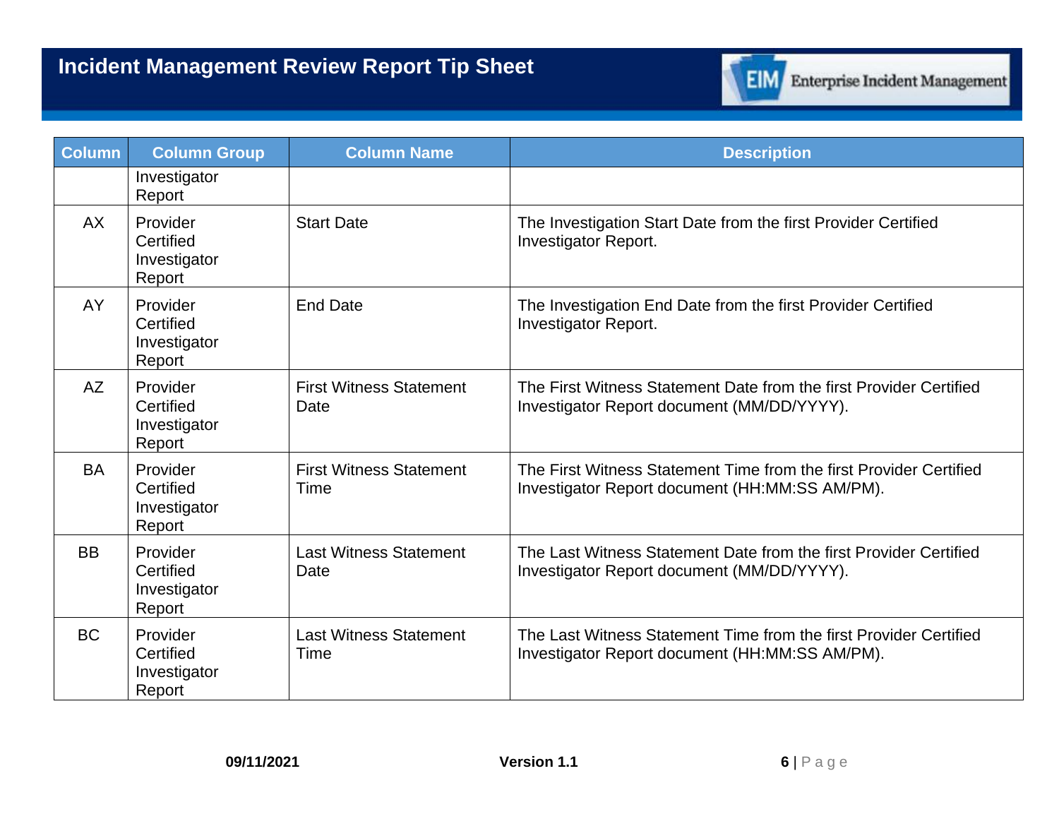| Column | Column Group | Column Name | Description |
|---|---|---|---|
| | Investigator Report | | |
| AX | Provider Certified Investigator Report | Start Date | The Investigation Start Date from the first Provider Certified Investigator Report. |
| AY | Provider Certified Investigator Report | End Date | The Investigation End Date from the first Provider Certified Investigator Report. |
| AZ | Provider Certified Investigator Report | First Witness Statement Date | The First Witness Statement Date from the first Provider Certified Investigator Report document (MM/DD/YYYY). |
| BA | Provider Certified Investigator Report | First Witness Statement Time | The First Witness Statement Time from the first Provider Certified Investigator Report document (HH:MM:SS AM/PM). |
| BB | Provider Certified Investigator Report | Last Witness Statement Date | The Last Witness Statement Date from the first Provider Certified Investigator Report document (MM/DD/YYYY). |
| BC | Provider Certified Investigator Report | Last Witness Statement Time | The Last Witness Statement Time from the first Provider Certified Investigator Report document (HH:MM:SS AM/PM). |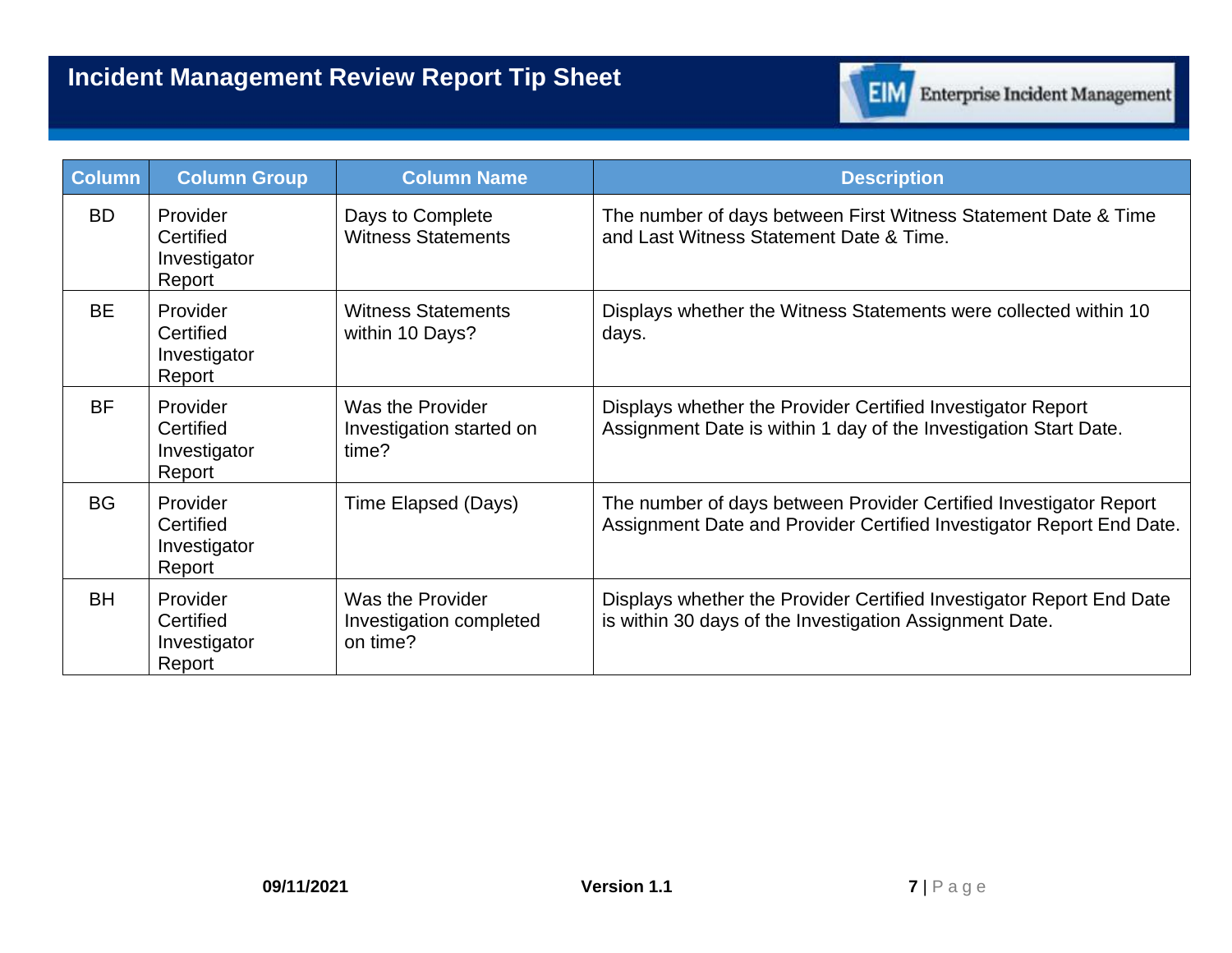| Column | Column Group | Column Name | Description |
|---|---|---|---|
| BD | Provider Certified Investigator Report | Days to Complete Witness Statements | The number of days between First Witness Statement Date & Time and Last Witness Statement Date & Time. |
| BE | Provider Certified Investigator Report | Witness Statements within 10 Days? | Displays whether the Witness Statements were collected within 10 days. |
| BF | Provider Certified Investigator Report | Was the Provider Investigation started on time? | Displays whether the Provider Certified Investigator Report Assignment Date is within 1 day of the Investigation Start Date. |
| BG | Provider Certified Investigator Report | Time Elapsed (Days) | The number of days between Provider Certified Investigator Report Assignment Date and Provider Certified Investigator Report End Date. |
| BH | Provider Certified Investigator Report | Was the Provider Investigation completed on time? | Displays whether the Provider Certified Investigator Report End Date is within 30 days of the Investigation Assignment Date. |